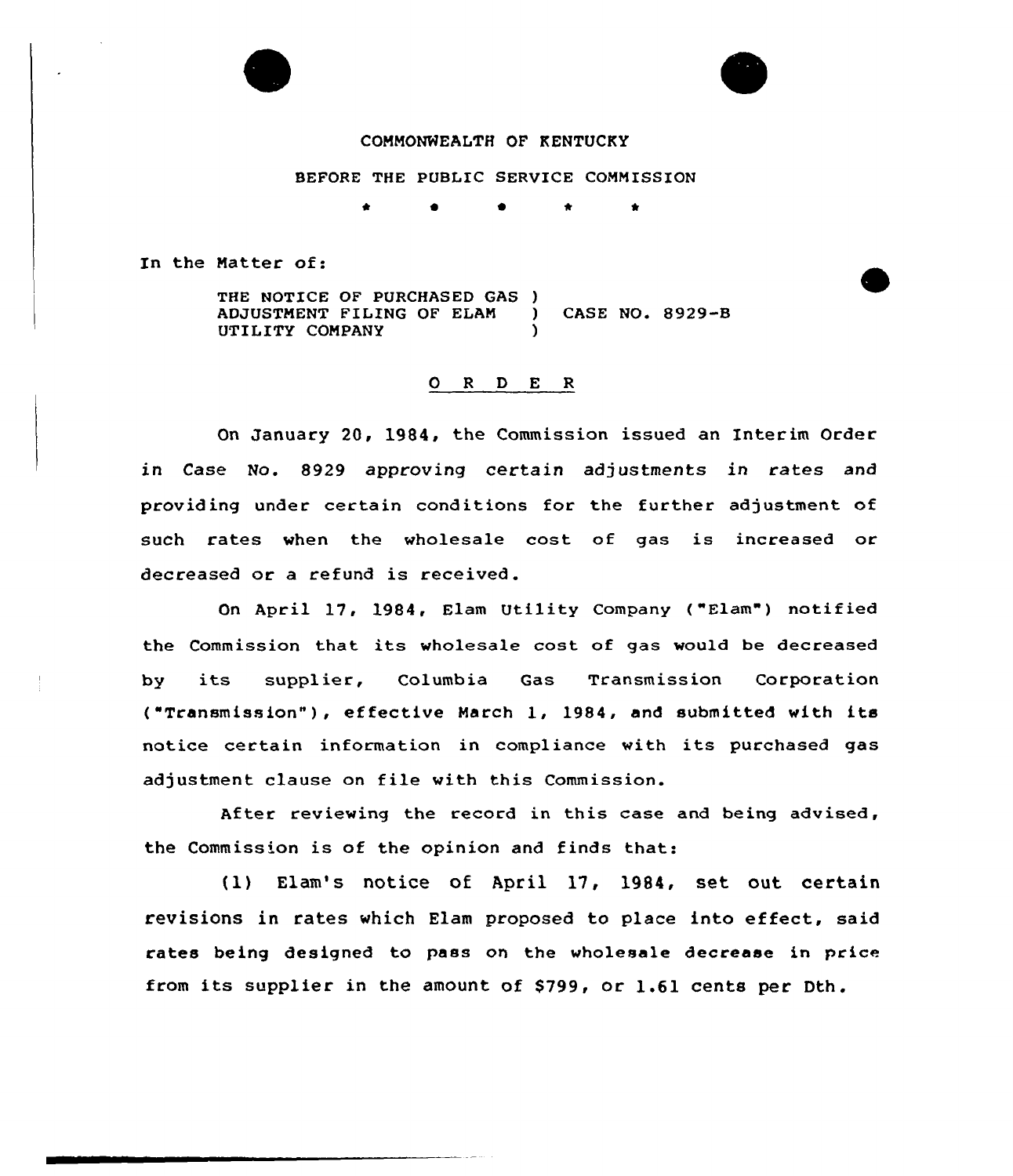COMMONWEALTH OF KENTUCKY

BEFORE THE PUBLIC SERVICE COMMISSION

\* \* \* \* \*

In the Matter of:

THE NOTICE OF PURCHASED GAS ADJUSTMENT FILING OF ELAM UTILITY COMPANY ) CASE NO. 8929-B

O R D E R

On January 20, 1984, the Commission issued an Interim Order in Case No. 8929 approving certain adjustments in rates and providing under certain conditions for the further adjustment of such rates when the wholesale cost of gas is increased or decreased or a refund is received.

On April 17, 1984, Elam Utility Company ("Elam") notified the Commission that its wholesale cost of gas would be decreased by its supplier, Columbia Gas Transmission Corporation ("Transmission"), effective March 1, 1984, and submitted with its notice certain information in compliance with its purchased gas adjustment clause on file with this Commission.

After reviewing the record in this case and being advised, the Commission is of the opinion and finds that:

(1) Elam's notice of April 17, 1984, set out certain revisions in rates which Elam proposed to place into effect, said rates being designed to pass on the wholesale decrease in price from its supplier in the amount of $799, or 1.61 cents per Dth.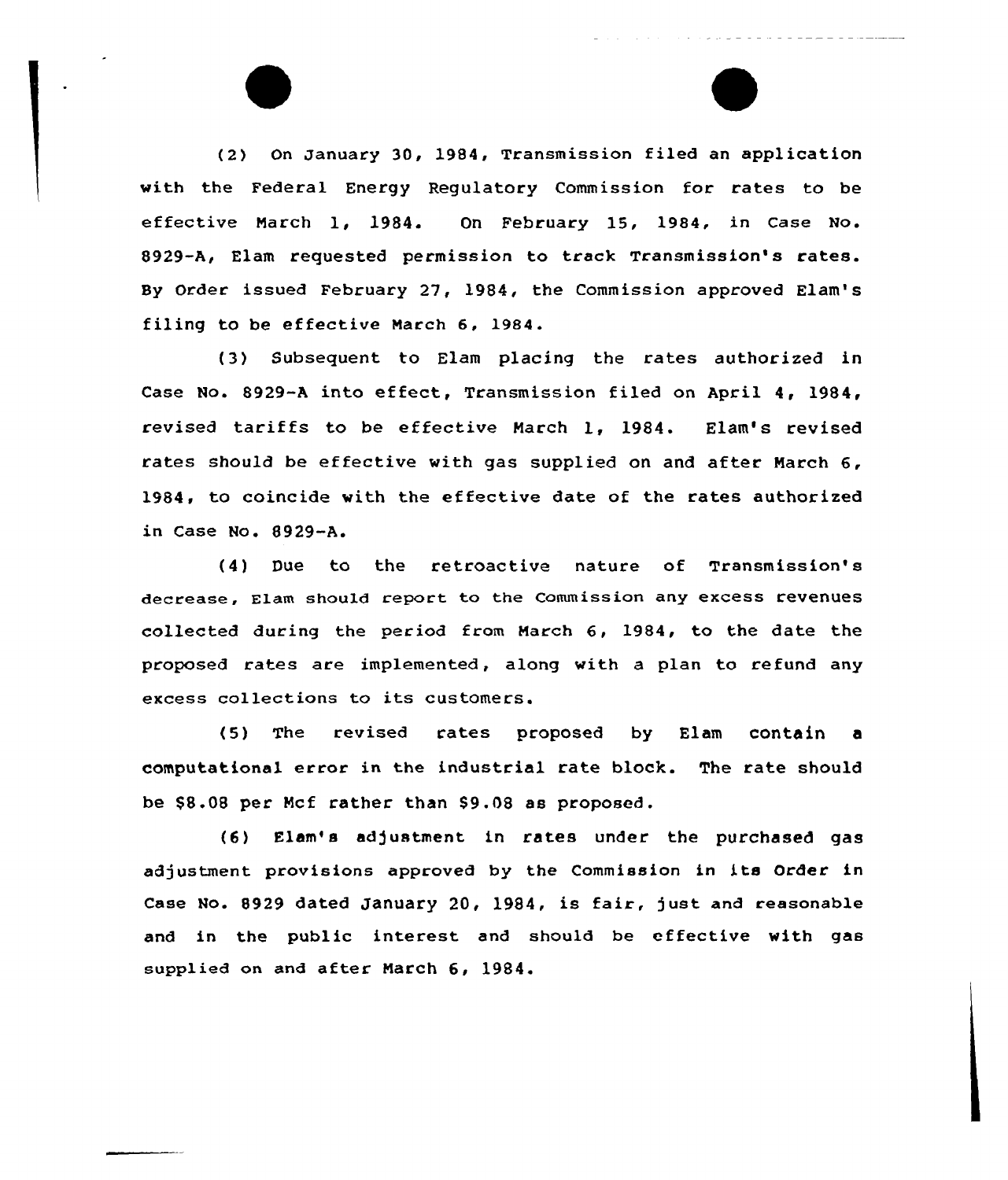(2) On January 30, 1984, Transmission filed an application with the Federal Energy Regulatory Commission for rates to be effective March 1, 1984. On February 15, 1984, in Case No. 8929-A, Elam requested permission to track Transmission's rates. By Order issued February 27, 1984, the Commission approved Elam's filing to be effective March 6, 1984.

(3) Subsequent to Elam placing the rates authorized in Case No. 8929-A into effect, Transmission filed on April 4, 1984, revised tariffs to be effective March 1, 1984. Elam's revised rates should be effective with gas supplied on and after March 6, 1984, to coincide with the effective date of the rates authorized in Case No. 8929-A.

(4) Due to the retroactive nature of Transmission's decrease, Elam should report to the Commission any excess revenues collected during the period from March 6, 1984, to the date the proposed rates are implemented, along with a plan to refund any excess collections to its customers.

(5) The revised rates proposed by Elam contain a computational error in the industrial rate block. The rate should be $8.08 per Mcf rather than $9.08 as proposed.

(6) Elam's adjustment in rates under the purchased gas adjustment provisions approved by the Commission in its Order in Case No. 8929 dated January 20, 1984, is fair, just and reasonable and in the public interest and should be effective with gas supplied on and after March 6, 1984.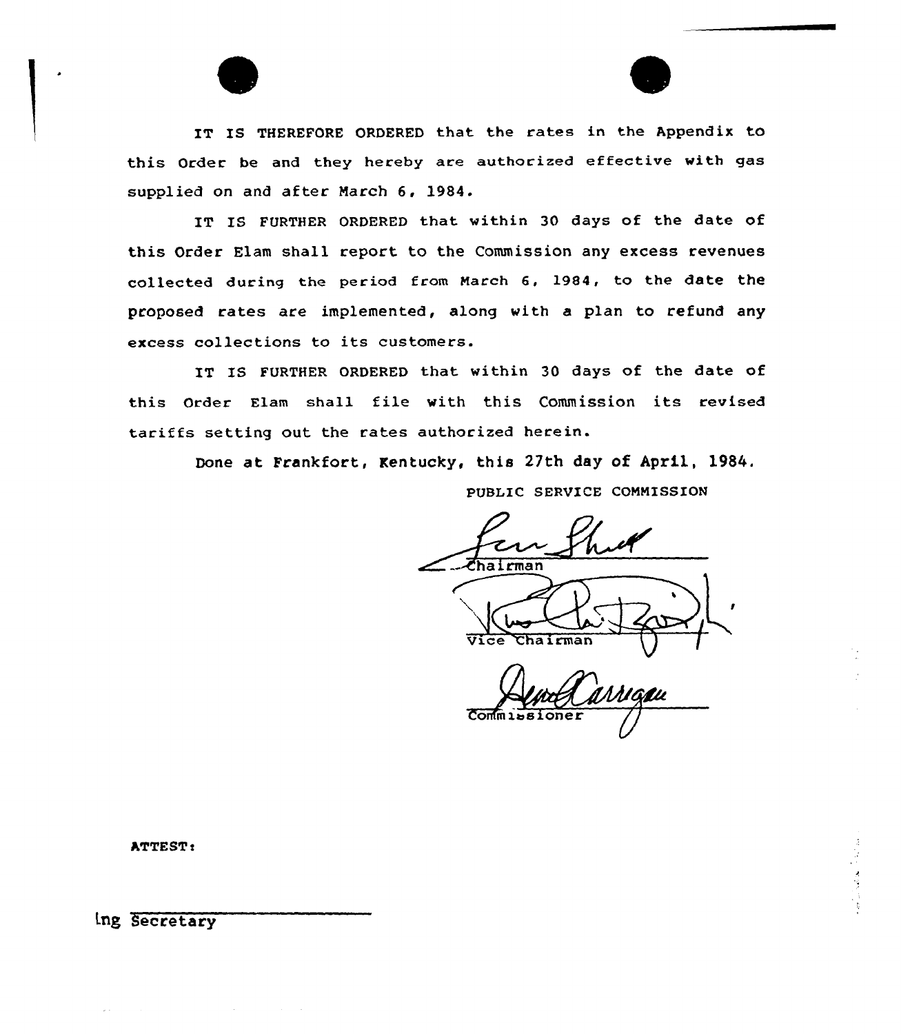IT IS THEREFORE ORDERED that the rates in the Appendix to this Order be and they hereby are authorized effective with gas supplied on and after March 6, 1984.

IT IS FURTHER ORDERED that within 30 days of the date of this Order Elam shall report to the Commission any excess revenues collected during the period from March 6, 1984, to the date the proposed rates are implemented, along with a plan to refund any excess collections to its customers.

IT IS FURTHER ORDERED that within 30 days of the date of this Order Elam shall file with this Commission its revised tariffs setting out the rates authorized herein.

Done at Frankfort, Kentucky, this 27th day of April, 1984.

PUBLIC SERVICE COMMISSION

Chairman

Vice Chairman

Commissioner

ATTEST:

ing Secretary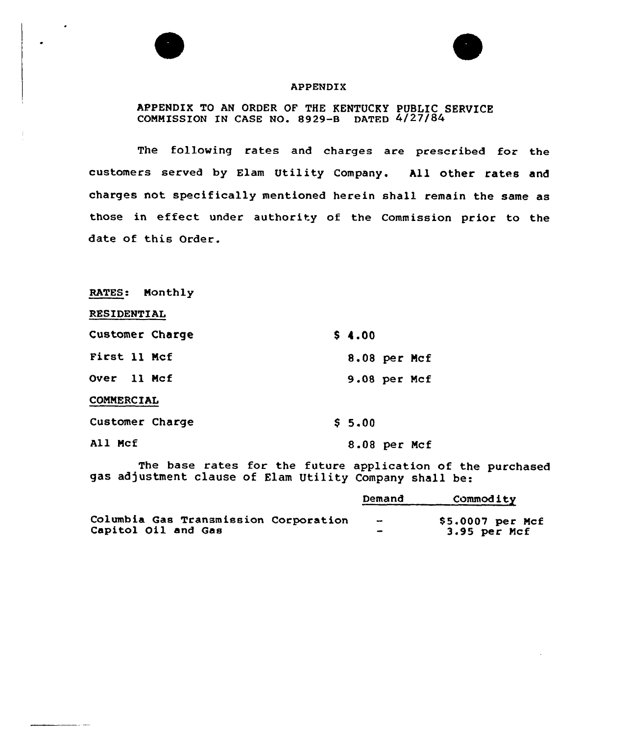# APPENDIX

APPENDIX TO AN ORDER OF THE KENTUCKY PUBLIC SERVICE COMMISSION IN CASE NO. 8929-B DATED 4/27/84

The following rates and charges are prescribed for the customers served by Elam Utility Company. All other rates and charges not specifically mentioned herein shall remain the same as those in effect under authority of the Commission prior to the date of this Order.

RATES: Monthly

RESIDENTIAL

| | |
|---|---|
| Customer Charge | $ 4.00 |
| First 11 Mcf | 8.08 per Mcf |
| Over 11 Mcf | 9.08 per Mcf |

COMMERCIAL

| | |
|---|---|
| Customer Charge | $ 5.00 |
| All Mcf | 8.08 per Mcf |

The base rates for the future application of the purchased gas adjustment clause of Elam Utility Company shall be:

| | Demand | Commodity |
|---|---|---|
| Columbia Gas Transmission Corporation | - | $5.0007 per Mcf |
| Capitol Oil and Gas | - | 3.95 per Mcf |